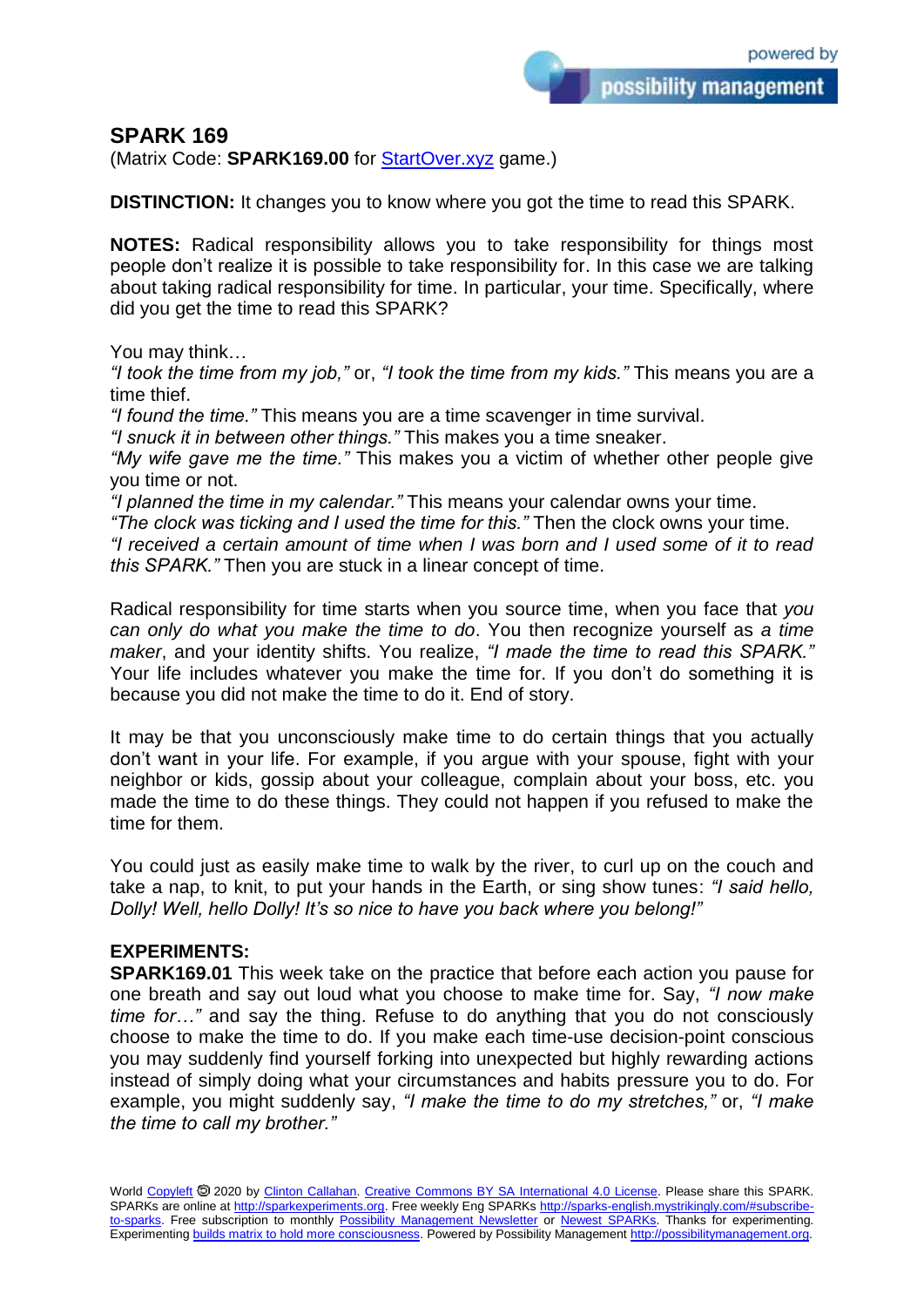# SPARK 169

(Matrix Code: **SPARK169.00** for StartOver.xyz game.)

**DISTINCTION:** It changes you to know where you got the time to read this SPARK.

**NOTES:** Radical responsibility allows you to take responsibility for things most people don't realize it is possible to take responsibility for. In this case we are talking about taking radical responsibility for time. In particular, your time. Specifically, where did you get the time to read this SPARK?

You may think…
*"I took the time from my job,"* or, *"I took the time from my kids."* This means you are a time thief.
*"I found the time."* This means you are a time scavenger in time survival.
*"I snuck it in between other things."* This makes you a time sneaker.
*"My wife gave me the time."* This makes you a victim of whether other people give you time or not.
*"I planned the time in my calendar."* This means your calendar owns your time.
*"The clock was ticking and I used the time for this."* Then the clock owns your time.
*"I received a certain amount of time when I was born and I used some of it to read this SPARK."* Then you are stuck in a linear concept of time.

Radical responsibility for time starts when you source time, when you face that *you can only do what you make the time to do*. You then recognize yourself as *a time maker*, and your identity shifts. You realize, *"I made the time to read this SPARK."* Your life includes whatever you make the time for. If you don't do something it is because you did not make the time to do it. End of story.

It may be that you unconsciously make time to do certain things that you actually don't want in your life. For example, if you argue with your spouse, fight with your neighbor or kids, gossip about your colleague, complain about your boss, etc. you made the time to do these things. They could not happen if you refused to make the time for them.

You could just as easily make time to walk by the river, to curl up on the couch and take a nap, to knit, to put your hands in the Earth, or sing show tunes: *"I said hello, Dolly! Well, hello Dolly! It's so nice to have you back where you belong!"*

**EXPERIMENTS:**

**SPARK169.01** This week take on the practice that before each action you pause for one breath and say out loud what you choose to make time for. Say, *"I now make time for…"* and say the thing. Refuse to do anything that you do not consciously choose to make the time to do. If you make each time-use decision-point conscious you may suddenly find yourself forking into unexpected but highly rewarding actions instead of simply doing what your circumstances and habits pressure you to do. For example, you might suddenly say, *"I make the time to do my stretches,"* or, *"I make the time to call my brother."*

World Copyleft 🄯 2020 by Clinton Callahan. Creative Commons BY SA International 4.0 License. Please share this SPARK. SPARKs are online at http://sparkexperiments.org. Free weekly Eng SPARKs http://sparks-english.mystrikingly.com/#subscribe-to-sparks. Free subscription to monthly Possibility Management Newsletter or Newest SPARKs. Thanks for experimenting. Experimenting builds matrix to hold more consciousness. Powered by Possibility Management http://possibilitymanagement.org.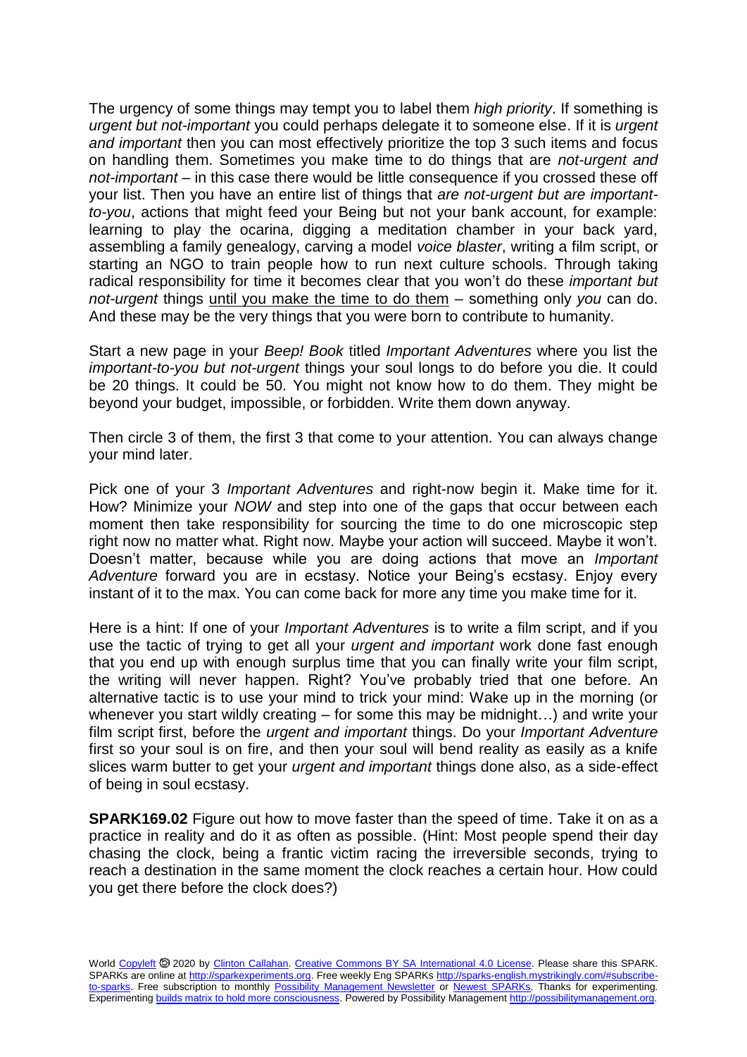The urgency of some things may tempt you to label them *high priority*. If something is *urgent but not-important* you could perhaps delegate it to someone else. If it is *urgent and important* then you can most effectively prioritize the top 3 such items and focus on handling them. Sometimes you make time to do things that are *not-urgent and not-important* – in this case there would be little consequence if you crossed these off your list. Then you have an entire list of things that *are not-urgent but are important-to-you*, actions that might feed your Being but not your bank account, for example: learning to play the ocarina, digging a meditation chamber in your back yard, assembling a family genealogy, carving a model *voice blaster*, writing a film script, or starting an NGO to train people how to run next culture schools. Through taking radical responsibility for time it becomes clear that you won't do these *important but not-urgent* things <u>until you make the time to do them</u> – something only *you* can do. And these may be the very things that you were born to contribute to humanity.

Start a new page in your *Beep! Book* titled *Important Adventures* where you list the *important-to-you but not-urgent* things your soul longs to do before you die. It could be 20 things. It could be 50. You might not know how to do them. They might be beyond your budget, impossible, or forbidden. Write them down anyway.

Then circle 3 of them, the first 3 that come to your attention. You can always change your mind later.

Pick one of your 3 *Important Adventures* and right-now begin it. Make time for it. How? Minimize your *NOW* and step into one of the gaps that occur between each moment then take responsibility for sourcing the time to do one microscopic step right now no matter what. Right now. Maybe your action will succeed. Maybe it won't. Doesn't matter, because while you are doing actions that move an *Important Adventure* forward you are in ecstasy. Notice your Being's ecstasy. Enjoy every instant of it to the max. You can come back for more any time you make time for it.

Here is a hint: If one of your *Important Adventures* is to write a film script, and if you use the tactic of trying to get all your *urgent and important* work done fast enough that you end up with enough surplus time that you can finally write your film script, the writing will never happen. Right? You've probably tried that one before. An alternative tactic is to use your mind to trick your mind: Wake up in the morning (or whenever you start wildly creating – for some this may be midnight…) and write your film script first, before the *urgent and important* things. Do your *Important Adventure* first so your soul is on fire, and then your soul will bend reality as easily as a knife slices warm butter to get your *urgent and important* things done also, as a side-effect of being in soul ecstasy.

**SPARK169.02** Figure out how to move faster than the speed of time. Take it on as a practice in reality and do it as often as possible. (Hint: Most people spend their day chasing the clock, being a frantic victim racing the irreversible seconds, trying to reach a destination in the same moment the clock reaches a certain hour. How could you get there before the clock does?)

World Copyleft 🄯 2020 by Clinton Callahan. Creative Commons BY SA International 4.0 License. Please share this SPARK. SPARKs are online at http://sparkexperiments.org. Free weekly Eng SPARKs http://sparks-english.mystrikingly.com/#subscribe-to-sparks. Free subscription to monthly Possibility Management Newsletter or Newest SPARKs. Thanks for experimenting. Experimenting builds matrix to hold more consciousness. Powered by Possibility Management http://possibilitymanagement.org.